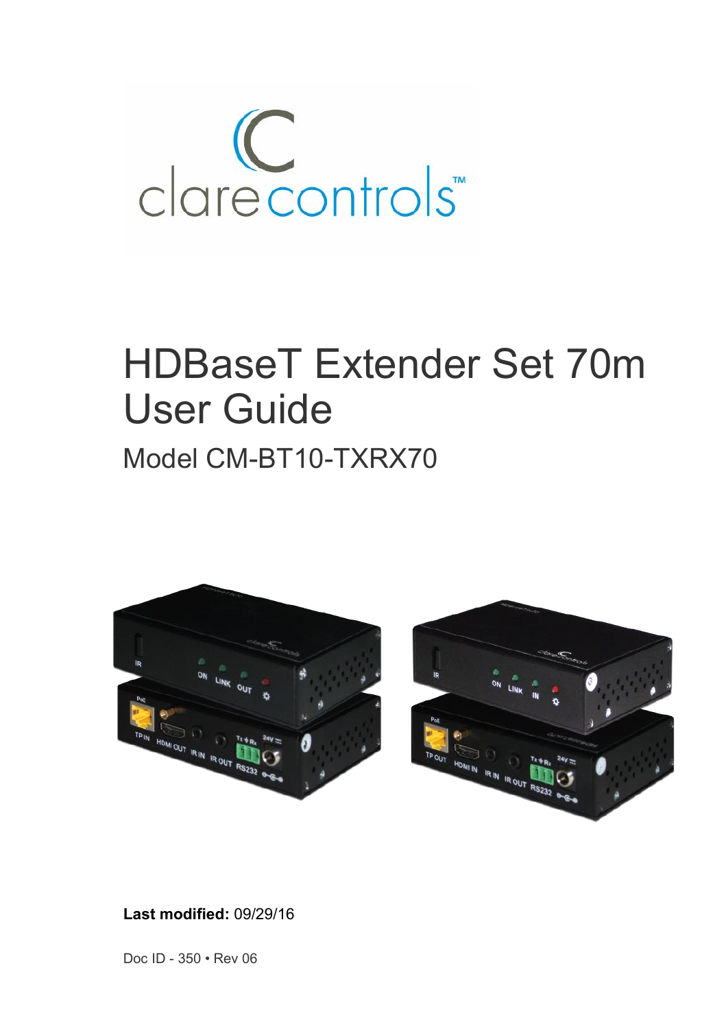# HDBaseT Extender Set 70m User Guide

## Model CM-BT10-TXRX70

**Last modified:** 09/29/16

Doc ID - 350 • Rev 06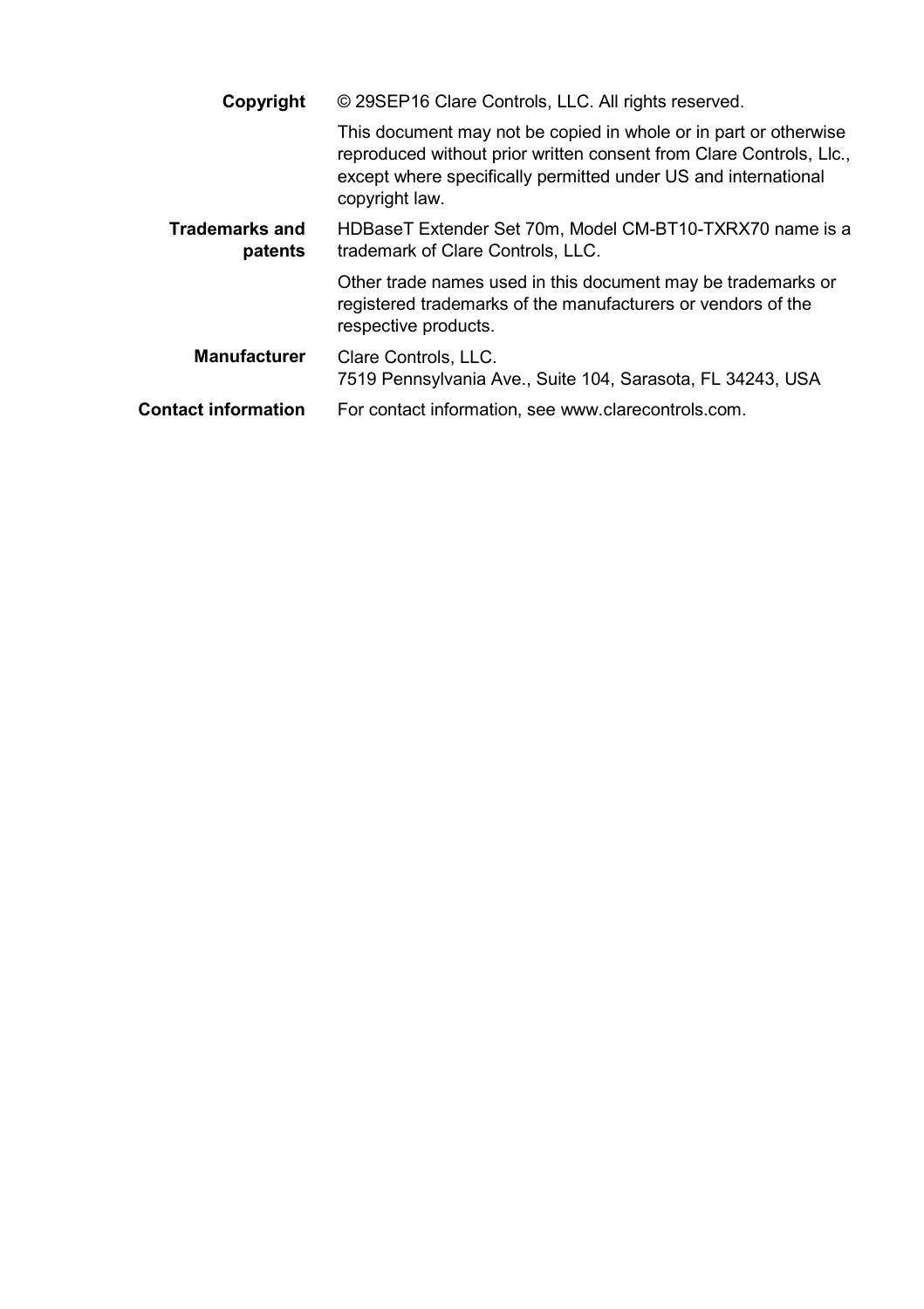| | |
|---|---|
| **Copyright** | © 29SEP16 Clare Controls, LLC. All rights reserved.<br><br>This document may not be copied in whole or in part or otherwise reproduced without prior written consent from Clare Controls, Llc., except where specifically permitted under US and international copyright law. |
| **Trademarks and patents** | HDBaseT Extender Set 70m, Model CM-BT10-TXRX70 name is a trademark of Clare Controls, LLC.<br><br>Other trade names used in this document may be trademarks or registered trademarks of the manufacturers or vendors of the respective products. |
| **Manufacturer** | Clare Controls, LLC.<br>7519 Pennsylvania Ave., Suite 104, Sarasota, FL 34243, USA |
| **Contact information** | For contact information, see www.clarecontrols.com. |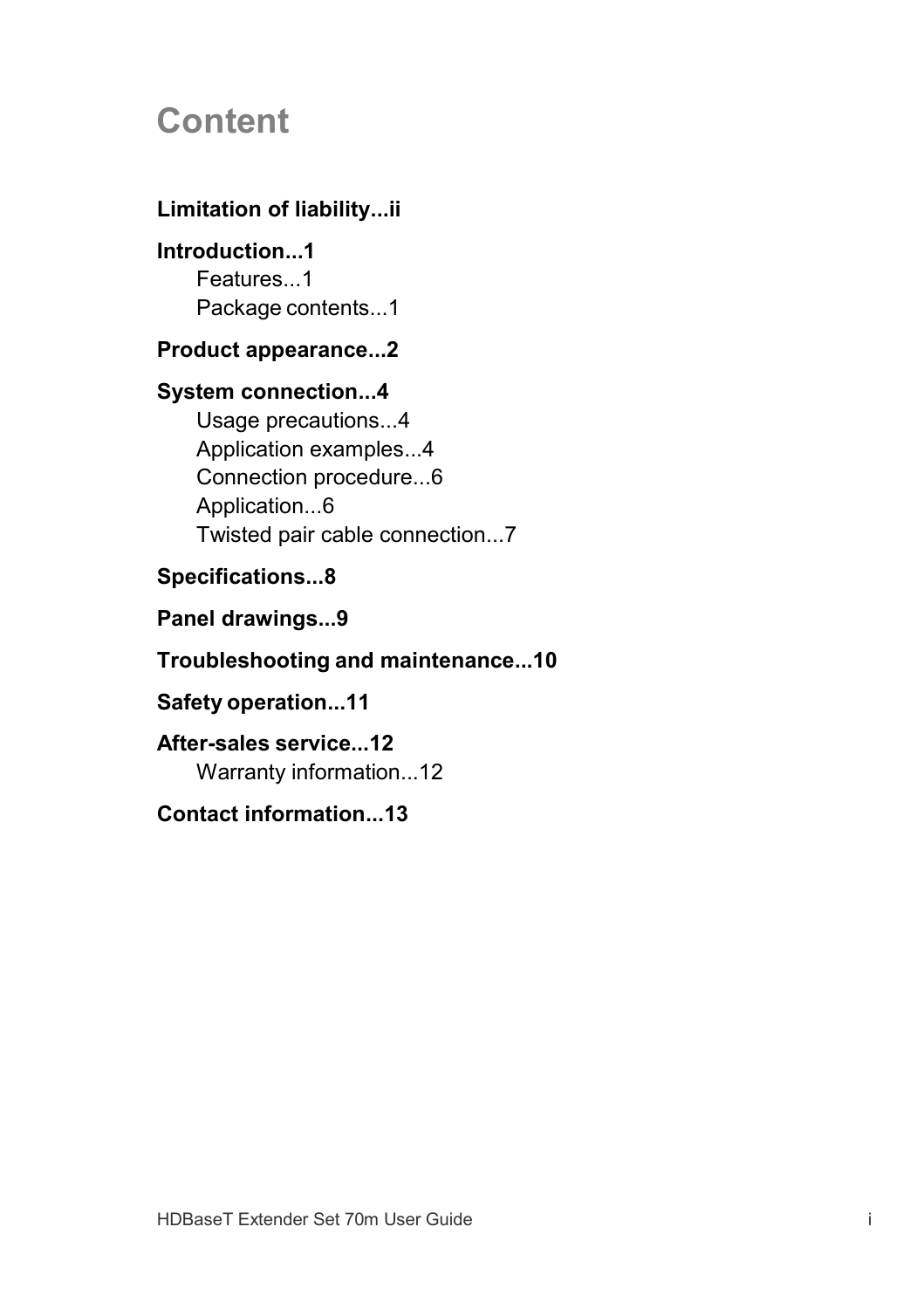# Content

**Limitation of liability...ii**

**Introduction...1**

- Features...1
- Package contents...1

**Product appearance...2**

**System connection...4**

- Usage precautions...4
- Application examples...4
- Connection procedure...6
- Application...6
- Twisted pair cable connection...7

**Specifications...8**

**Panel drawings...9**

**Troubleshooting and maintenance...10**

**Safety operation...11**

**After-sales service...12**

- Warranty information...12

**Contact information...13**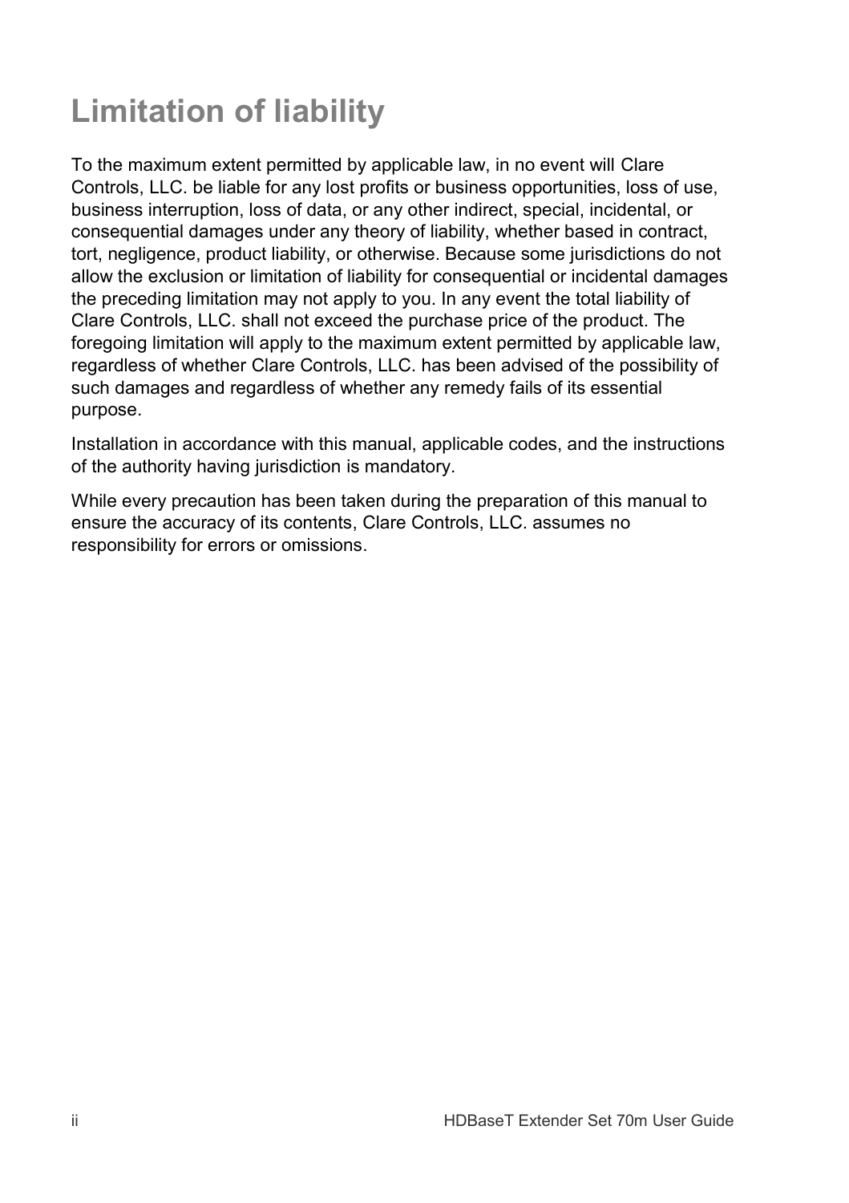# Limitation of liability

To the maximum extent permitted by applicable law, in no event will Clare Controls, LLC. be liable for any lost profits or business opportunities, loss of use, business interruption, loss of data, or any other indirect, special, incidental, or consequential damages under any theory of liability, whether based in contract, tort, negligence, product liability, or otherwise. Because some jurisdictions do not allow the exclusion or limitation of liability for consequential or incidental damages the preceding limitation may not apply to you. In any event the total liability of Clare Controls, LLC. shall not exceed the purchase price of the product. The foregoing limitation will apply to the maximum extent permitted by applicable law, regardless of whether Clare Controls, LLC. has been advised of the possibility of such damages and regardless of whether any remedy fails of its essential purpose.

Installation in accordance with this manual, applicable codes, and the instructions of the authority having jurisdiction is mandatory.

While every precaution has been taken during the preparation of this manual to ensure the accuracy of its contents, Clare Controls, LLC. assumes no responsibility for errors or omissions.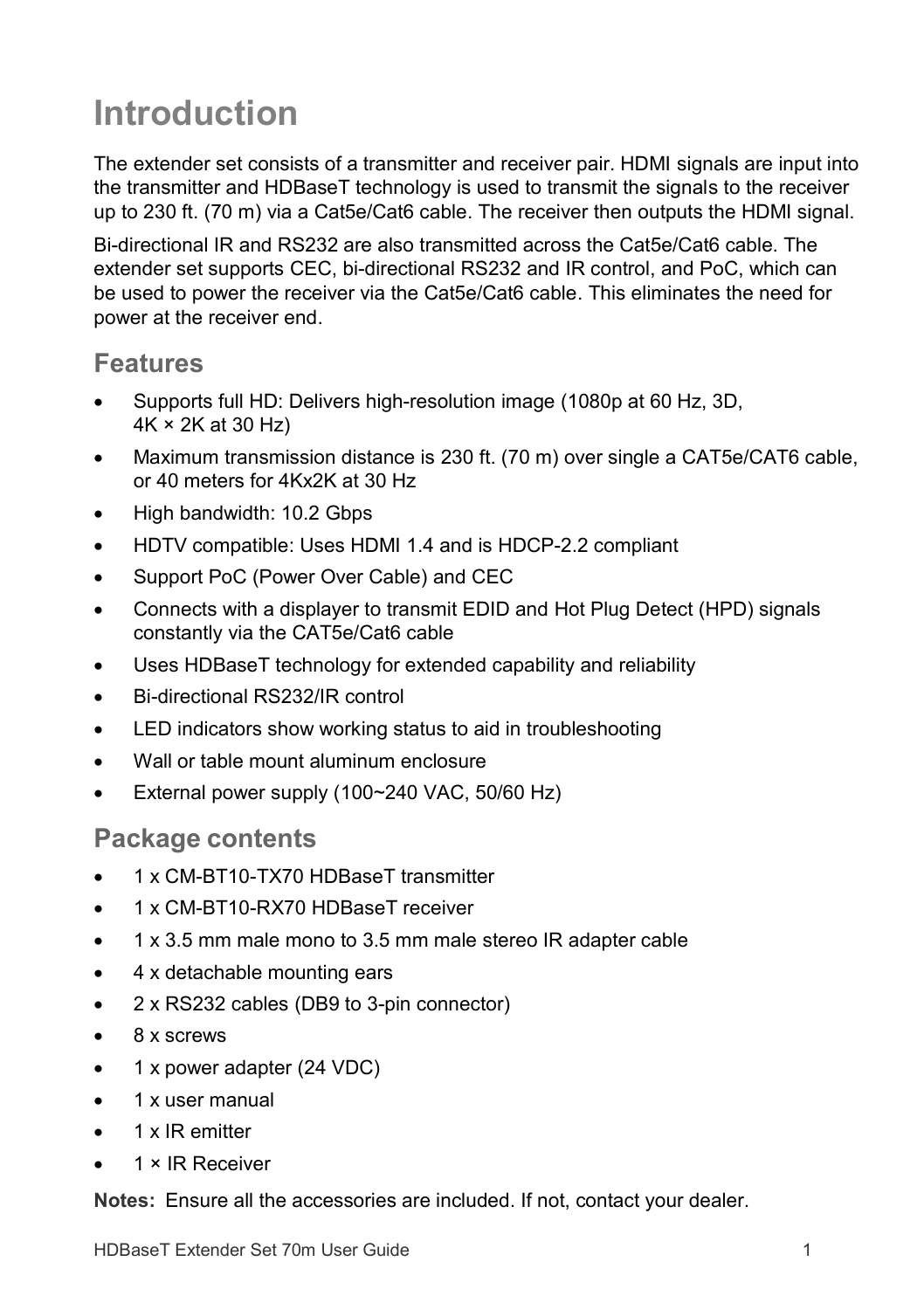# Introduction

The extender set consists of a transmitter and receiver pair. HDMI signals are input into the transmitter and HDBaseT technology is used to transmit the signals to the receiver up to 230 ft. (70 m) via a Cat5e/Cat6 cable. The receiver then outputs the HDMI signal.

Bi-directional IR and RS232 are also transmitted across the Cat5e/Cat6 cable. The extender set supports CEC, bi-directional RS232 and IR control, and PoC, which can be used to power the receiver via the Cat5e/Cat6 cable. This eliminates the need for power at the receiver end.

## Features

- Supports full HD: Delivers high-resolution image (1080p at 60 Hz, 3D, 4K × 2K at 30 Hz)
- Maximum transmission distance is 230 ft. (70 m) over single a CAT5e/CAT6 cable, or 40 meters for 4Kx2K at 30 Hz
- High bandwidth: 10.2 Gbps
- HDTV compatible: Uses HDMI 1.4 and is HDCP-2.2 compliant
- Support PoC (Power Over Cable) and CEC
- Connects with a displayer to transmit EDID and Hot Plug Detect (HPD) signals constantly via the CAT5e/Cat6 cable
- Uses HDBaseT technology for extended capability and reliability
- Bi-directional RS232/IR control
- LED indicators show working status to aid in troubleshooting
- Wall or table mount aluminum enclosure
- External power supply (100~240 VAC, 50/60 Hz)

## Package contents

- 1 x CM-BT10-TX70 HDBaseT transmitter
- 1 x CM-BT10-RX70 HDBaseT receiver
- 1 x 3.5 mm male mono to 3.5 mm male stereo IR adapter cable
- 4 x detachable mounting ears
- 2 x RS232 cables (DB9 to 3-pin connector)
- 8 x screws
- 1 x power adapter (24 VDC)
- 1 x user manual
- 1 x IR emitter
- 1 × IR Receiver

**Notes:** Ensure all the accessories are included. If not, contact your dealer.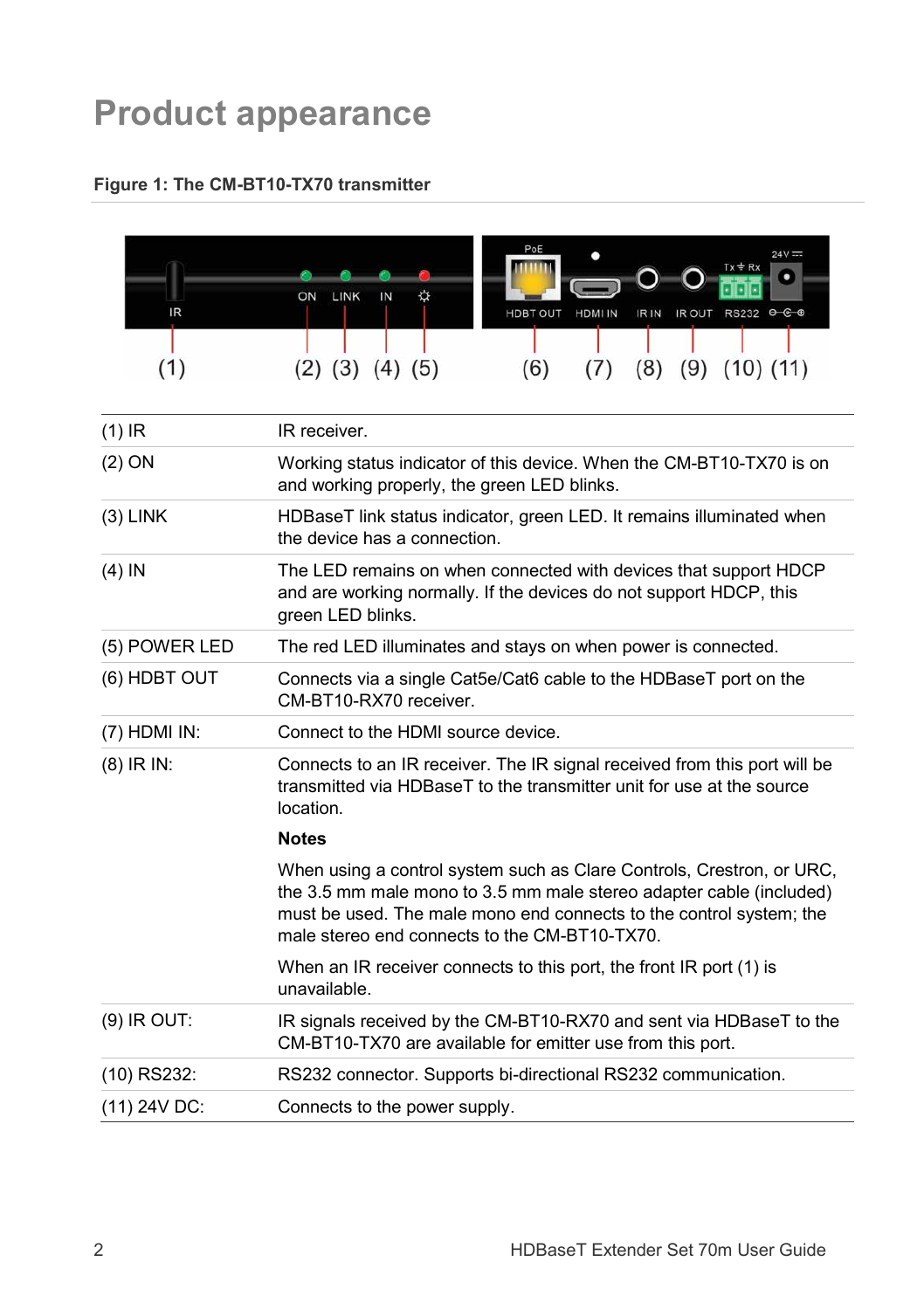# Product appearance

**Figure 1: The CM-BT10-TX70 transmitter**

IR ON LINK IN

(1) (2) (3) (4) (5)

PoE 24V

HDBT OUT HDMI IN IR IN IR OUT Tx Rx RS232

(6) (7) (8) (9) (10) (11)

| | |
|---|---|
| (1) IR | IR receiver. |
| (2) ON | Working status indicator of this device. When the CM-BT10-TX70 is on and working properly, the green LED blinks. |
| (3) LINK | HDBaseT link status indicator, green LED. It remains illuminated when the device has a connection. |
| (4) IN | The LED remains on when connected with devices that support HDCP and are working normally. If the devices do not support HDCP, this green LED blinks. |
| (5) POWER LED | The red LED illuminates and stays on when power is connected. |
| (6) HDBT OUT | Connects via a single Cat5e/Cat6 cable to the HDBaseT port on the CM-BT10-RX70 receiver. |
| (7) HDMI IN: | Connect to the HDMI source device. |
| (8) IR IN: | Connects to an IR receiver. The IR signal received from this port will be transmitted via HDBaseT to the transmitter unit for use at the source location.<br><br>**Notes**<br><br>When using a control system such as Clare Controls, Crestron, or URC, the 3.5 mm male mono to 3.5 mm male stereo adapter cable (included) must be used. The male mono end connects to the control system; the male stereo end connects to the CM-BT10-TX70.<br><br>When an IR receiver connects to this port, the front IR port (1) is unavailable. |
| (9) IR OUT: | IR signals received by the CM-BT10-RX70 and sent via HDBaseT to the CM-BT10-TX70 are available for emitter use from this port. |
| (10) RS232: | RS232 connector. Supports bi-directional RS232 communication. |
| (11) 24V DC: | Connects to the power supply. |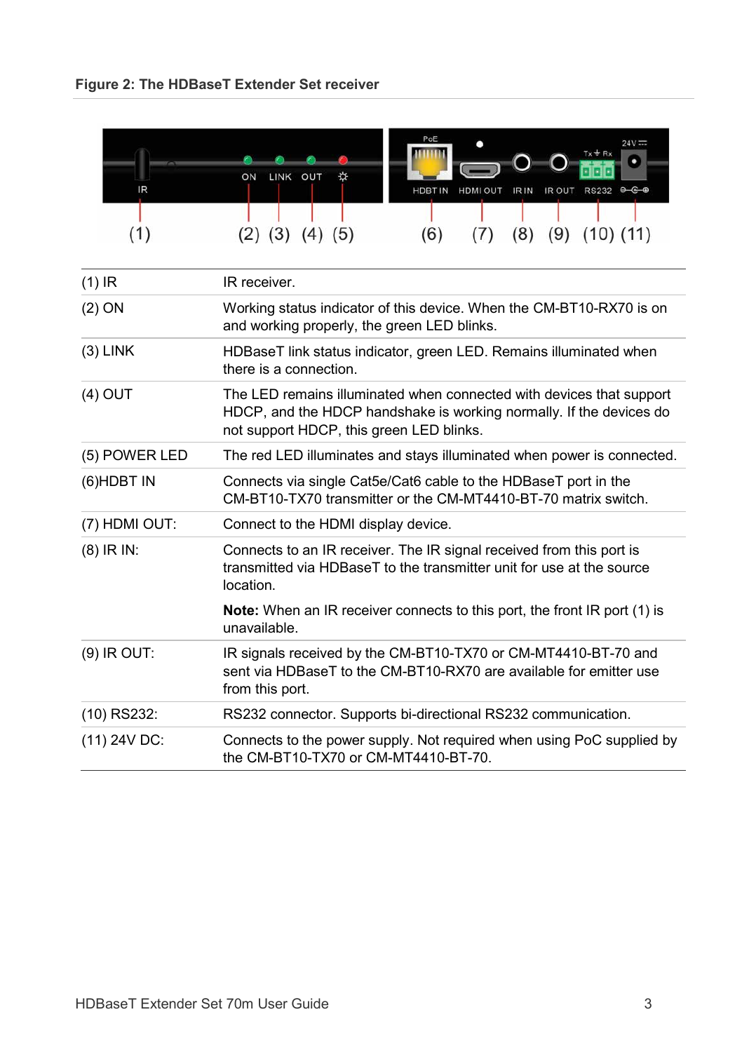**Figure 2: The HDBaseT Extender Set receiver**

IR
ON LINK OUT
PoE
HDBT IN HDMI OUT IR IN IR OUT RS232
24V
Tx Rx
(1) (2) (3) (4) (5) (6) (7) (8) (9) (10) (11)

| | |
|---|---|
| (1) IR | IR receiver. |
| (2) ON | Working status indicator of this device. When the CM-BT10-RX70 is on and working properly, the green LED blinks. |
| (3) LINK | HDBaseT link status indicator, green LED. Remains illuminated when there is a connection. |
| (4) OUT | The LED remains illuminated when connected with devices that support HDCP, and the HDCP handshake is working normally. If the devices do not support HDCP, this green LED blinks. |
| (5) POWER LED | The red LED illuminates and stays illuminated when power is connected. |
| (6)HDBT IN | Connects via single Cat5e/Cat6 cable to the HDBaseT port in the CM-BT10-TX70 transmitter or the CM-MT4410-BT-70 matrix switch. |
| (7) HDMI OUT: | Connect to the HDMI display device. |
| (8) IR IN: | Connects to an IR receiver. The IR signal received from this port is transmitted via HDBaseT to the transmitter unit for use at the source location.<br><br>**Note:** When an IR receiver connects to this port, the front IR port (1) is unavailable. |
| (9) IR OUT: | IR signals received by the CM-BT10-TX70 or CM-MT4410-BT-70 and sent via HDBaseT to the CM-BT10-RX70 are available for emitter use from this port. |
| (10) RS232: | RS232 connector. Supports bi-directional RS232 communication. |
| (11) 24V DC: | Connects to the power supply. Not required when using PoC supplied by the CM-BT10-TX70 or CM-MT4410-BT-70. |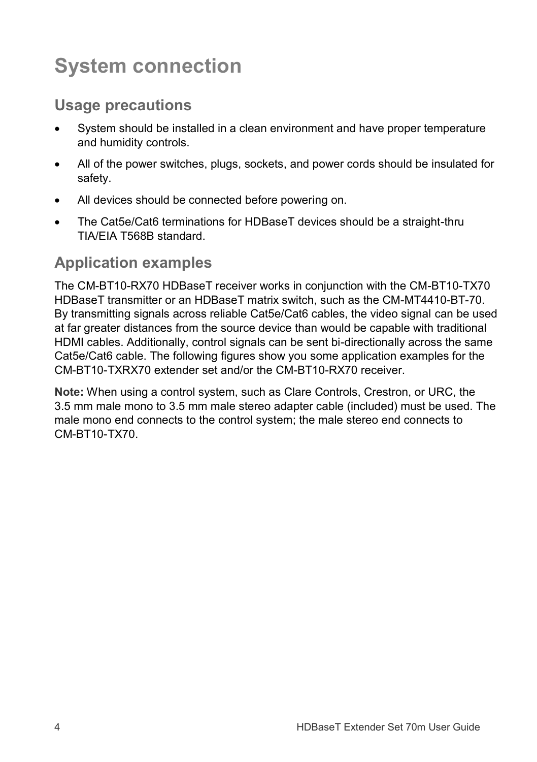# System connection

## Usage precautions

- System should be installed in a clean environment and have proper temperature and humidity controls.
- All of the power switches, plugs, sockets, and power cords should be insulated for safety.
- All devices should be connected before powering on.
- The Cat5e/Cat6 terminations for HDBaseT devices should be a straight-thru TIA/EIA T568B standard.

## Application examples

The CM-BT10-RX70 HDBaseT receiver works in conjunction with the CM-BT10-TX70 HDBaseT transmitter or an HDBaseT matrix switch, such as the CM-MT4410-BT-70. By transmitting signals across reliable Cat5e/Cat6 cables, the video signal can be used at far greater distances from the source device than would be capable with traditional HDMI cables. Additionally, control signals can be sent bi-directionally across the same Cat5e/Cat6 cable. The following figures show you some application examples for the CM-BT10-TXRX70 extender set and/or the CM-BT10-RX70 receiver.

**Note:** When using a control system, such as Clare Controls, Crestron, or URC, the 3.5 mm male mono to 3.5 mm male stereo adapter cable (included) must be used. The male mono end connects to the control system; the male stereo end connects to CM-BT10-TX70.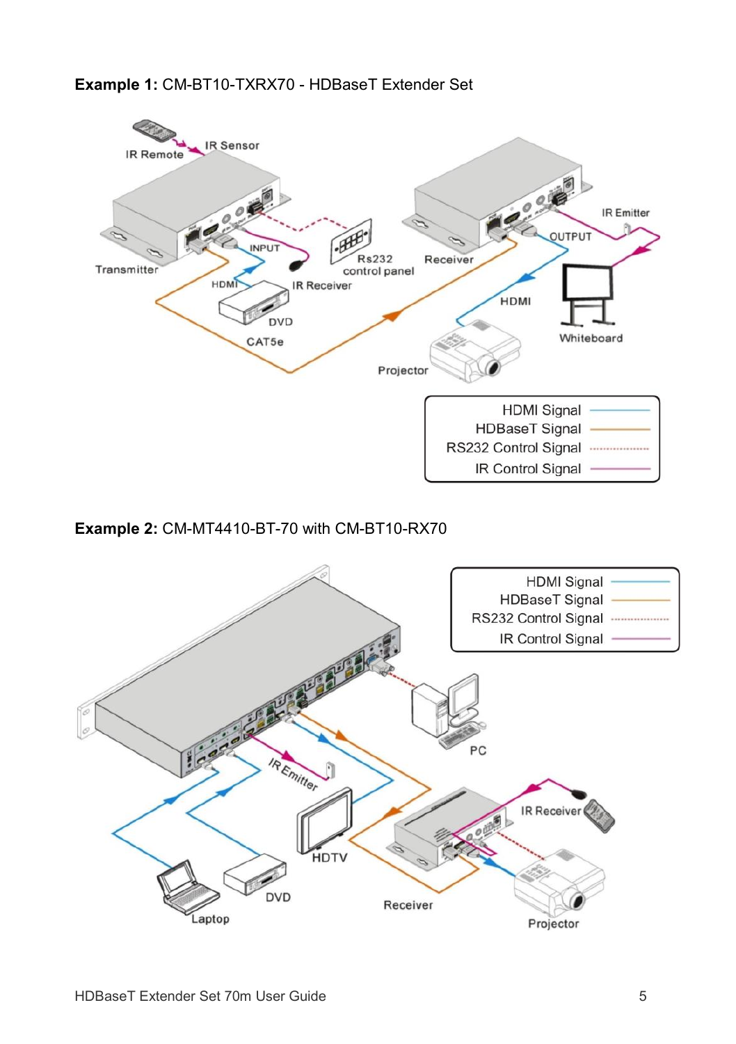**Example 1:** CM-BT10-TXRX70 - HDBaseT Extender Set

IR Remote
IR Sensor
Transmitter
INPUT
HDMI
IR Receiver
DVD
CAT5e
Rs232
control panel
Receiver
IR Emitter
OUTPUT
HDMI
Whiteboard
Projector

HDMI Signal
HDBaseT Signal
RS232 Control Signal
IR Control Signal

**Example 2:** CM-MT4410-BT-70 with CM-BT10-RX70

HDMI Signal
HDBaseT Signal
RS232 Control Signal
IR Control Signal

PC
IR Emitter
IR Receiver
HDTV
Laptop
DVD
Receiver
Projector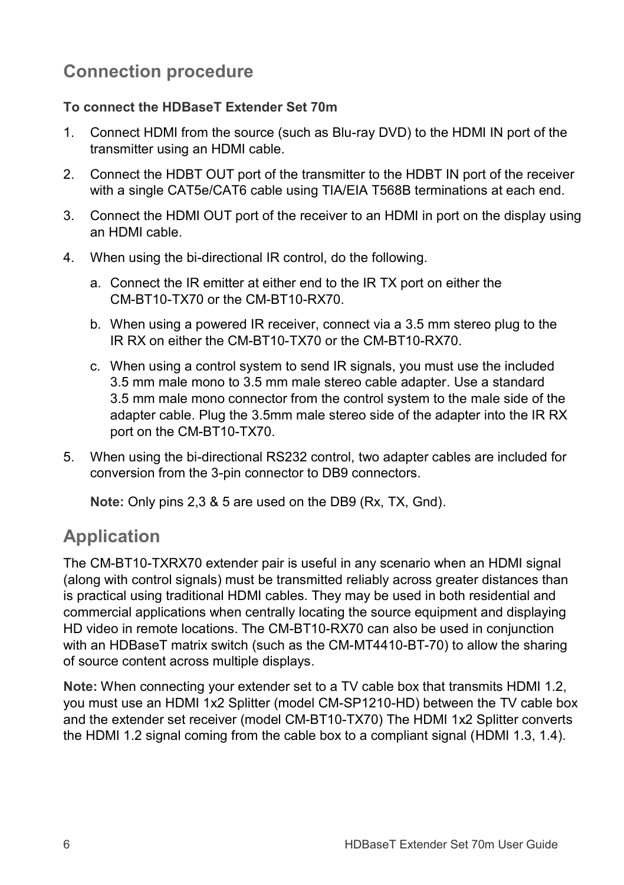## Connection procedure

**To connect the HDBaseT Extender Set 70m**

1. Connect HDMI from the source (such as Blu-ray DVD) to the HDMI IN port of the transmitter using an HDMI cable.
2. Connect the HDBT OUT port of the transmitter to the HDBT IN port of the receiver with a single CAT5e/CAT6 cable using TIA/EIA T568B terminations at each end.
3. Connect the HDMI OUT port of the receiver to an HDMI in port on the display using an HDMI cable.
4. When using the bi-directional IR control, do the following.
   a. Connect the IR emitter at either end to the IR TX port on either the CM-BT10-TX70 or the CM-BT10-RX70.
   b. When using a powered IR receiver, connect via a 3.5 mm stereo plug to the IR RX on either the CM-BT10-TX70 or the CM-BT10-RX70.
   c. When using a control system to send IR signals, you must use the included 3.5 mm male mono to 3.5 mm male stereo cable adapter. Use a standard 3.5 mm male mono connector from the control system to the male side of the adapter cable. Plug the 3.5mm male stereo side of the adapter into the IR RX port on the CM-BT10-TX70.
5. When using the bi-directional RS232 control, two adapter cables are included for conversion from the 3-pin connector to DB9 connectors.

   **Note:** Only pins 2,3 & 5 are used on the DB9 (Rx, TX, Gnd).

## Application

The CM-BT10-TXRX70 extender pair is useful in any scenario when an HDMI signal (along with control signals) must be transmitted reliably across greater distances than is practical using traditional HDMI cables. They may be used in both residential and commercial applications when centrally locating the source equipment and displaying HD video in remote locations. The CM-BT10-RX70 can also be used in conjunction with an HDBaseT matrix switch (such as the CM-MT4410-BT-70) to allow the sharing of source content across multiple displays.

**Note:** When connecting your extender set to a TV cable box that transmits HDMI 1.2, you must use an HDMI 1x2 Splitter (model CM-SP1210-HD) between the TV cable box and the extender set receiver (model CM-BT10-TX70) The HDMI 1x2 Splitter converts the HDMI 1.2 signal coming from the cable box to a compliant signal (HDMI 1.3, 1.4).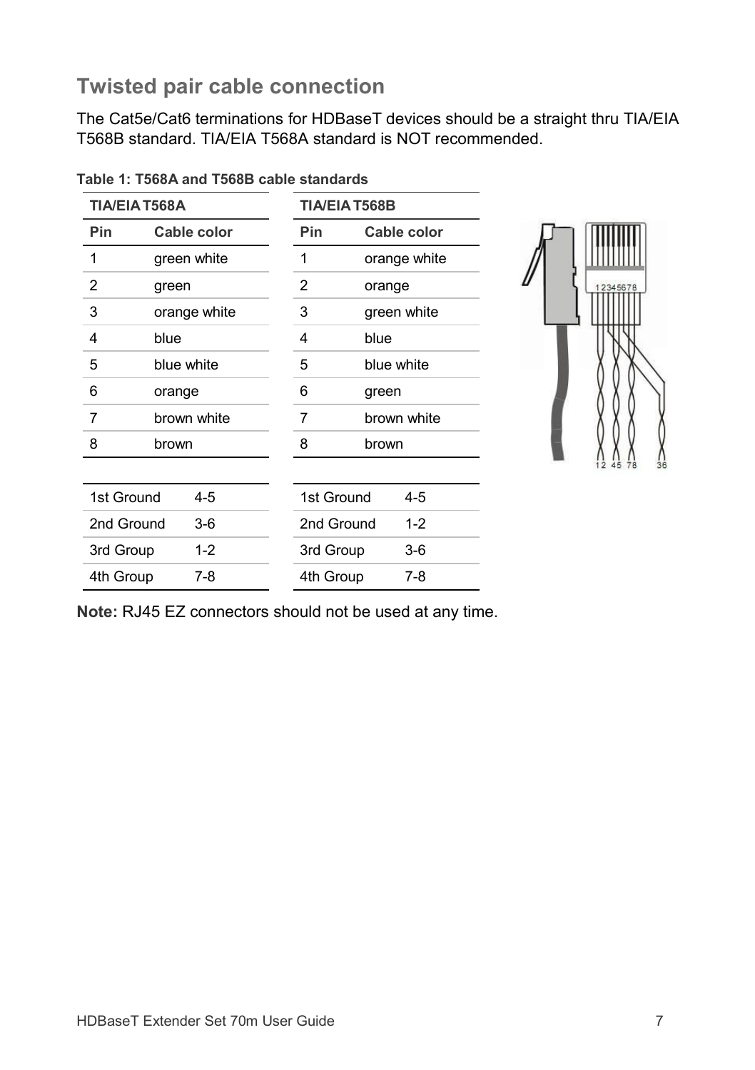## Twisted pair cable connection

The Cat5e/Cat6 terminations for HDBaseT devices should be a straight thru TIA/EIA T568B standard. TIA/EIA T568A standard is NOT recommended.

**Table 1: T568A and T568B cable standards**

| TIA/EIA T568A | | TIA/EIA T568B | |
|---|---|---|---|
| **Pin** | **Cable color** | **Pin** | **Cable color** |
| 1 | green white | 1 | orange white |
| 2 | green | 2 | orange |
| 3 | orange white | 3 | green white |
| 4 | blue | 4 | blue |
| 5 | blue white | 5 | blue white |
| 6 | orange | 6 | green |
| 7 | brown white | 7 | brown white |
| 8 | brown | 8 | brown |

| | | | |
|---|---|---|---|
| 1st Ground | 4-5 | 1st Ground | 4-5 |
| 2nd Ground | 3-6 | 2nd Ground | 1-2 |
| 3rd Group | 1-2 | 3rd Group | 3-6 |
| 4th Group | 7-8 | 4th Group | 7-8 |

12345678

12 45 78 36

**Note:** RJ45 EZ connectors should not be used at any time.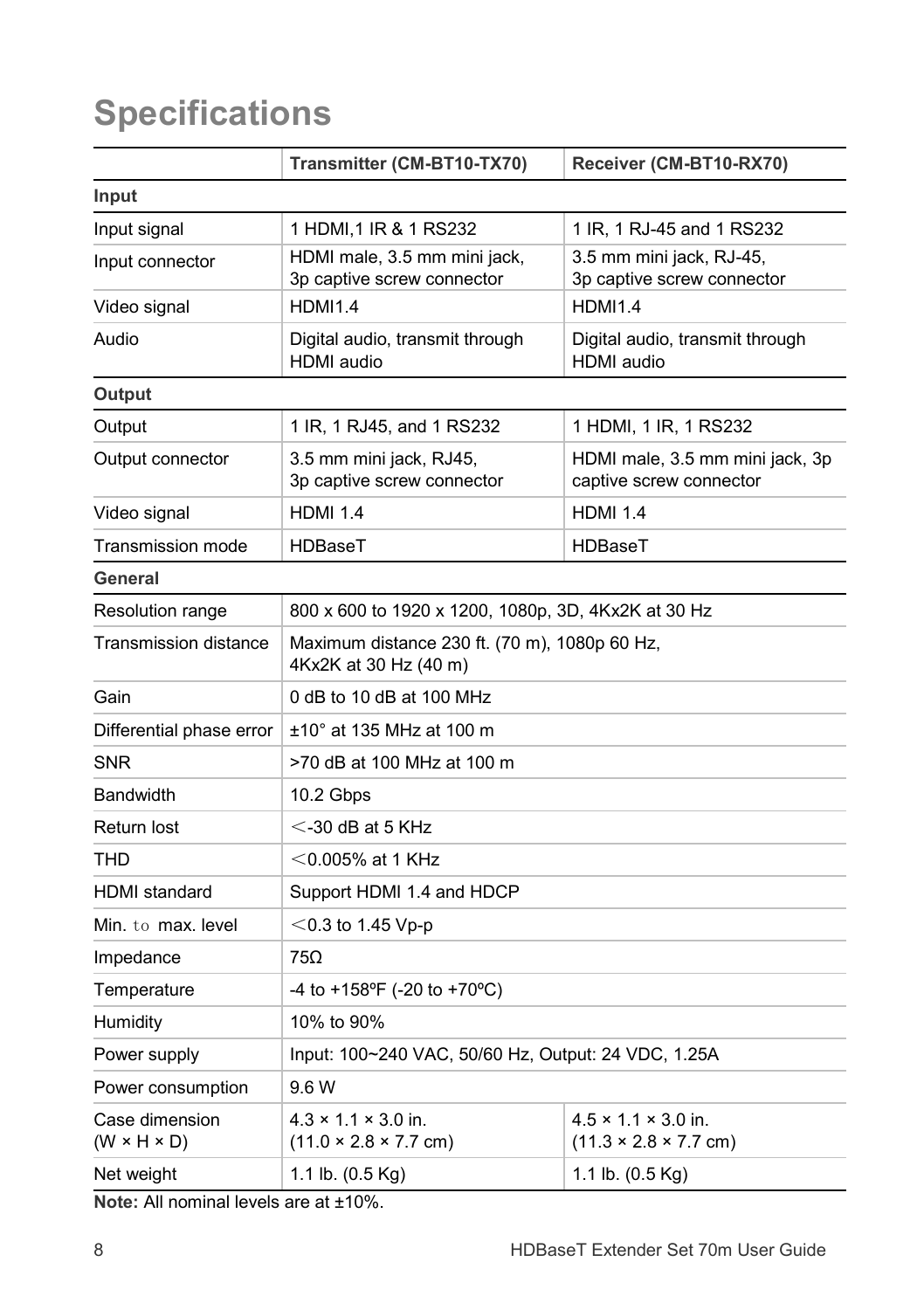# Specifications

| | Transmitter (CM-BT10-TX70) | Receiver (CM-BT10-RX70) |
|---|---|---|
| **Input** | | |
| Input signal | 1 HDMI,1 IR & 1 RS232 | 1 IR, 1 RJ-45 and 1 RS232 |
| Input connector | HDMI male, 3.5 mm mini jack, 3p captive screw connector | 3.5 mm mini jack, RJ-45, 3p captive screw connector |
| Video signal | HDMI1.4 | HDMI1.4 |
| Audio | Digital audio, transmit through HDMI audio | Digital audio, transmit through HDMI audio |
| **Output** | | |
| Output | 1 IR, 1 RJ45, and 1 RS232 | 1 HDMI, 1 IR, 1 RS232 |
| Output connector | 3.5 mm mini jack, RJ45, 3p captive screw connector | HDMI male, 3.5 mm mini jack, 3p captive screw connector |
| Video signal | HDMI 1.4 | HDMI 1.4 |
| Transmission mode | HDBaseT | HDBaseT |
| **General** | | |
| Resolution range | 800 x 600 to 1920 x 1200, 1080p, 3D, 4Kx2K at 30 Hz | |
| Transmission distance | Maximum distance 230 ft. (70 m), 1080p 60 Hz, 4Kx2K at 30 Hz (40 m) | |
| Gain | 0 dB to 10 dB at 100 MHz | |
| Differential phase error | ±10° at 135 MHz at 100 m | |
| SNR | >70 dB at 100 MHz at 100 m | |
| Bandwidth | 10.2 Gbps | |
| Return lost | ＜-30 dB at 5 KHz | |
| THD | ＜0.005% at 1 KHz | |
| HDMI standard | Support HDMI 1.4 and HDCP | |
| Min. to max. level | ＜0.3 to 1.45 Vp-p | |
| Impedance | 75Ω | |
| Temperature | -4 to +158ºF (-20 to +70ºC) | |
| Humidity | 10% to 90% | |
| Power supply | Input: 100~240 VAC, 50/60 Hz, Output: 24 VDC, 1.25A | |
| Power consumption | 9.6 W | |
| Case dimension (W × H × D) | 4.3 × 1.1 × 3.0 in. (11.0 × 2.8 × 7.7 cm) | 4.5 × 1.1 × 3.0 in. (11.3 × 2.8 × 7.7 cm) |
| Net weight | 1.1 lb. (0.5 Kg) | 1.1 lb. (0.5 Kg) |

**Note:** All nominal levels are at ±10%.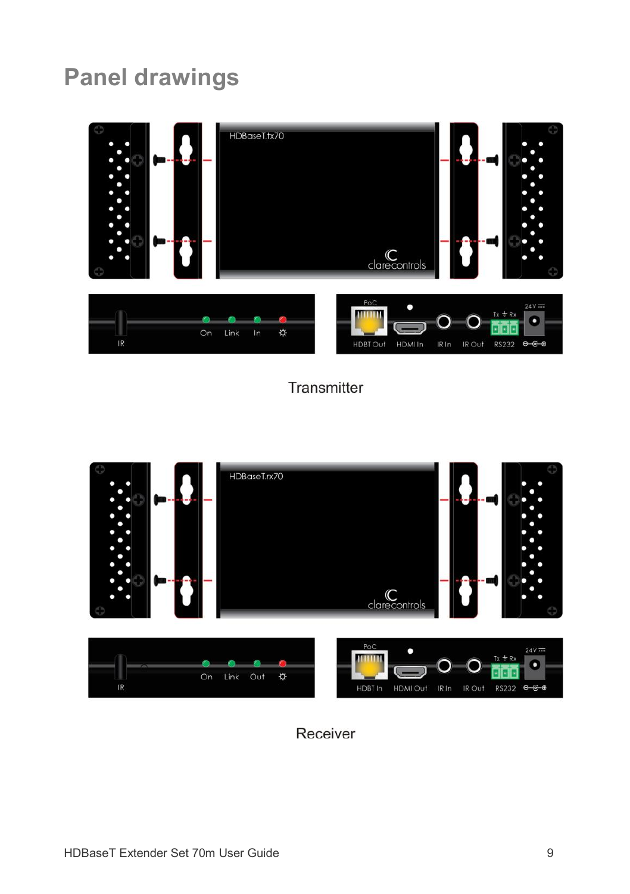# Panel drawings

HDBaseT.tx70

clarecontrols

IR On Link In

PoC HDBT Out HDMI In IR In IR Out Tx Rx RS232 24V

Transmitter

HDBaseT.rx70

clarecontrols

IR On Link Out

PoC HDBT In HDMI Out IR In IR Out Tx Rx RS232 24V

Receiver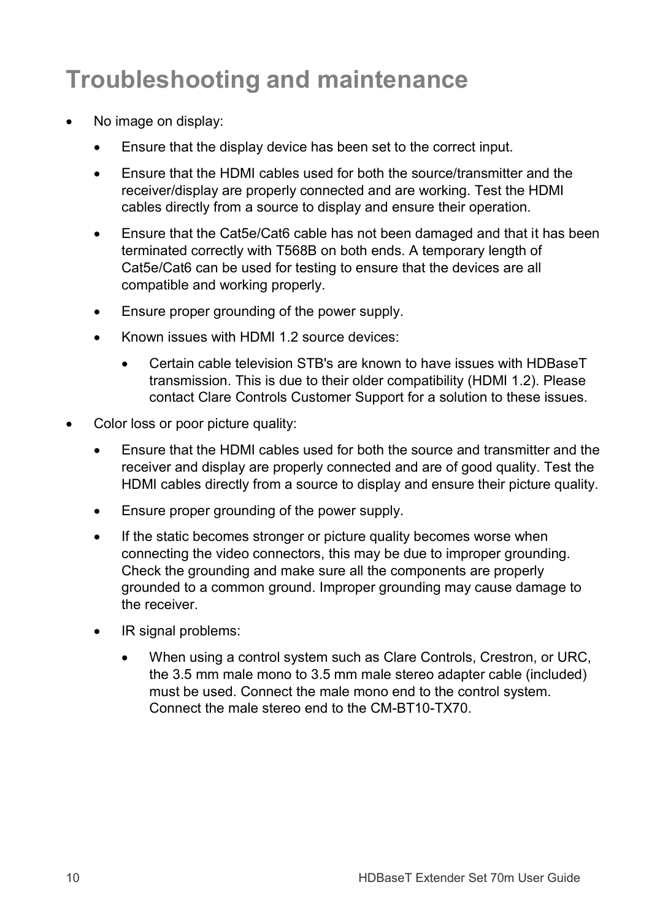# Troubleshooting and maintenance

- No image on display:
    - Ensure that the display device has been set to the correct input.
    - Ensure that the HDMI cables used for both the source/transmitter and the receiver/display are properly connected and are working. Test the HDMI cables directly from a source to display and ensure their operation.
    - Ensure that the Cat5e/Cat6 cable has not been damaged and that it has been terminated correctly with T568B on both ends. A temporary length of Cat5e/Cat6 can be used for testing to ensure that the devices are all compatible and working properly.
    - Ensure proper grounding of the power supply.
    - Known issues with HDMI 1.2 source devices:
        - Certain cable television STB's are known to have issues with HDBaseT transmission. This is due to their older compatibility (HDMI 1.2). Please contact Clare Controls Customer Support for a solution to these issues.
- Color loss or poor picture quality:
    - Ensure that the HDMI cables used for both the source and transmitter and the receiver and display are properly connected and are of good quality. Test the HDMI cables directly from a source to display and ensure their picture quality.
    - Ensure proper grounding of the power supply.
    - If the static becomes stronger or picture quality becomes worse when connecting the video connectors, this may be due to improper grounding. Check the grounding and make sure all the components are properly grounded to a common ground. Improper grounding may cause damage to the receiver.
    - IR signal problems:
        - When using a control system such as Clare Controls, Crestron, or URC, the 3.5 mm male mono to 3.5 mm male stereo adapter cable (included) must be used. Connect the male mono end to the control system. Connect the male stereo end to the CM-BT10-TX70.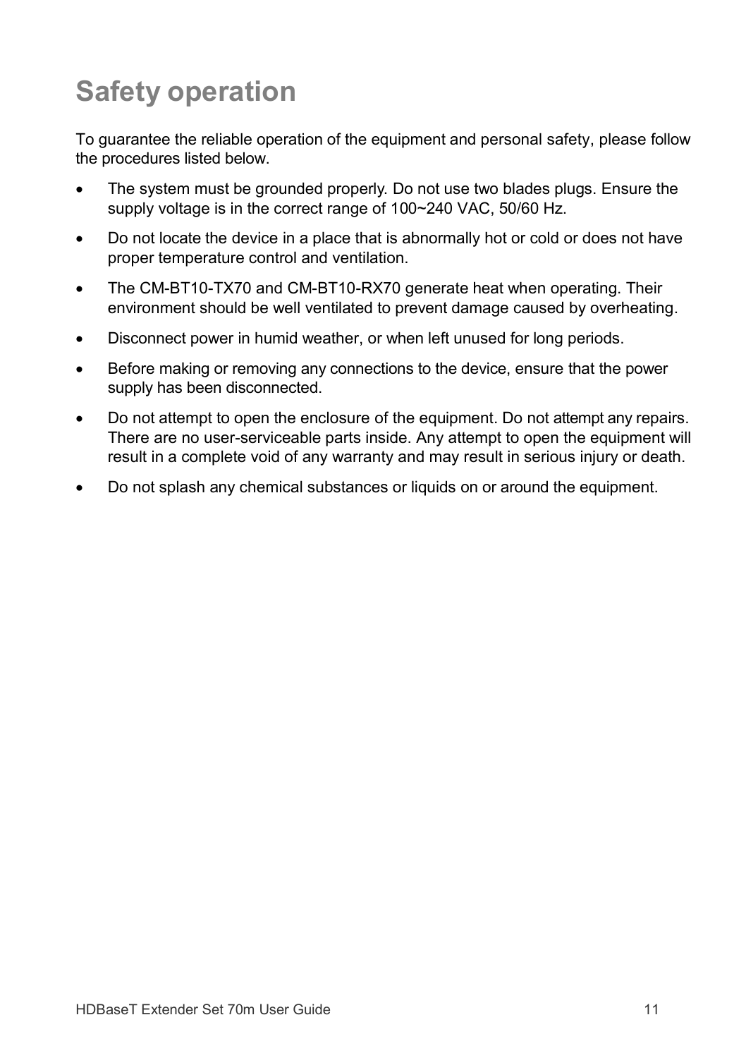# Safety operation

To guarantee the reliable operation of the equipment and personal safety, please follow the procedures listed below.

- The system must be grounded properly. Do not use two blades plugs. Ensure the supply voltage is in the correct range of 100~240 VAC, 50/60 Hz.
- Do not locate the device in a place that is abnormally hot or cold or does not have proper temperature control and ventilation.
- The CM-BT10-TX70 and CM-BT10-RX70 generate heat when operating. Their environment should be well ventilated to prevent damage caused by overheating.
- Disconnect power in humid weather, or when left unused for long periods.
- Before making or removing any connections to the device, ensure that the power supply has been disconnected.
- Do not attempt to open the enclosure of the equipment. Do not attempt any repairs. There are no user-serviceable parts inside. Any attempt to open the equipment will result in a complete void of any warranty and may result in serious injury or death.
- Do not splash any chemical substances or liquids on or around the equipment.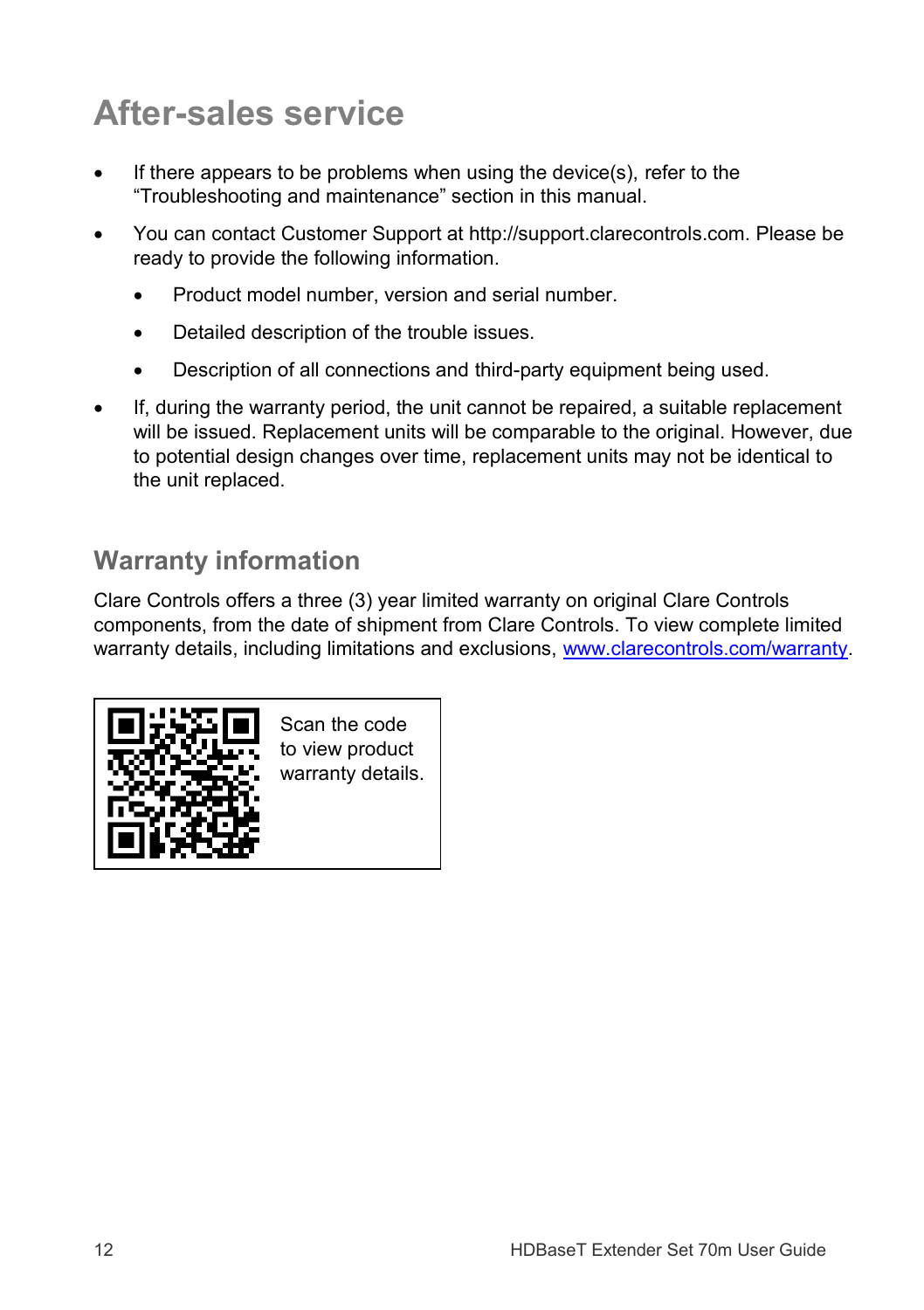# After-sales service

- If there appears to be problems when using the device(s), refer to the "Troubleshooting and maintenance" section in this manual.
- You can contact Customer Support at http://support.clarecontrols.com. Please be ready to provide the following information.
  - Product model number, version and serial number.
  - Detailed description of the trouble issues.
  - Description of all connections and third-party equipment being used.
- If, during the warranty period, the unit cannot be repaired, a suitable replacement will be issued. Replacement units will be comparable to the original. However, due to potential design changes over time, replacement units may not be identical to the unit replaced.

## Warranty information

Clare Controls offers a three (3) year limited warranty on original Clare Controls components, from the date of shipment from Clare Controls. To view complete limited warranty details, including limitations and exclusions, www.clarecontrols.com/warranty.

Scan the code to view product warranty details.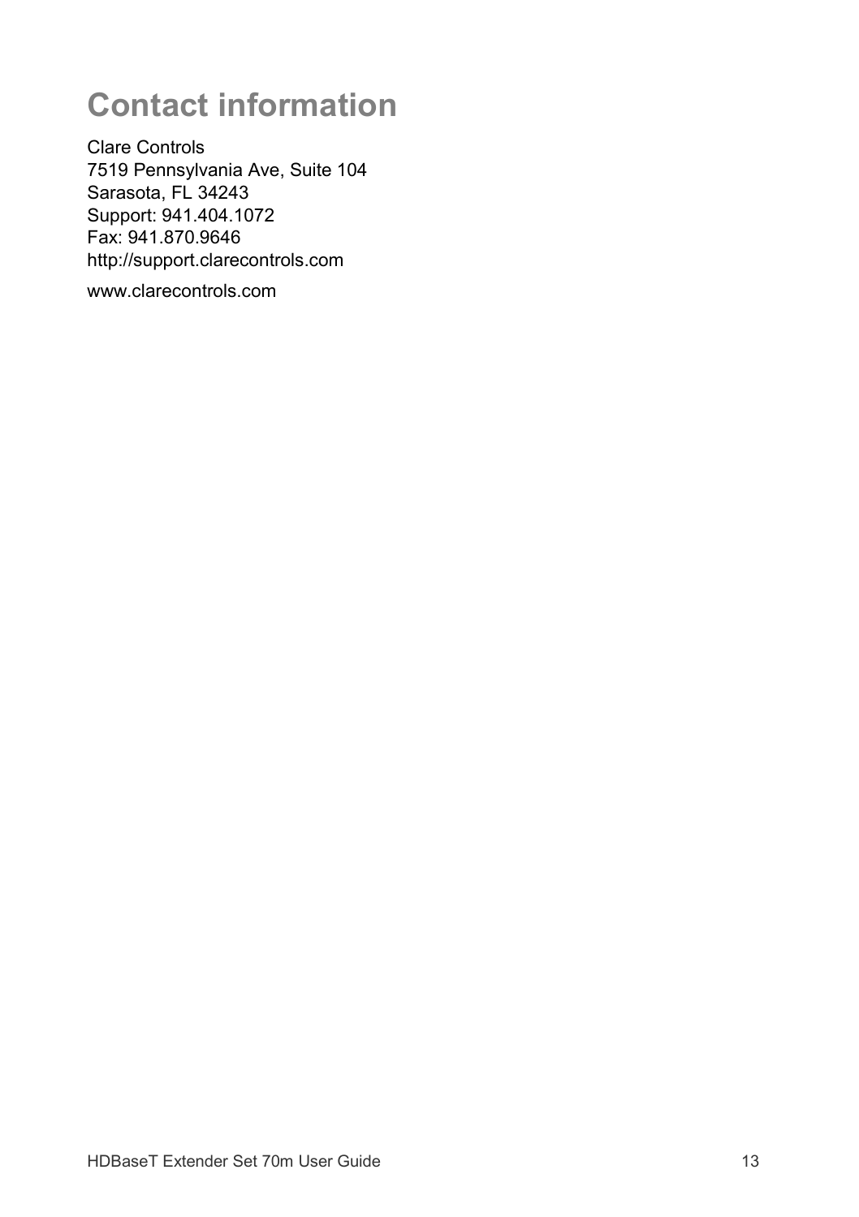# Contact information

Clare Controls
7519 Pennsylvania Ave, Suite 104
Sarasota, FL 34243
Support: 941.404.1072
Fax: 941.870.9646
http://support.clarecontrols.com

www.clarecontrols.com